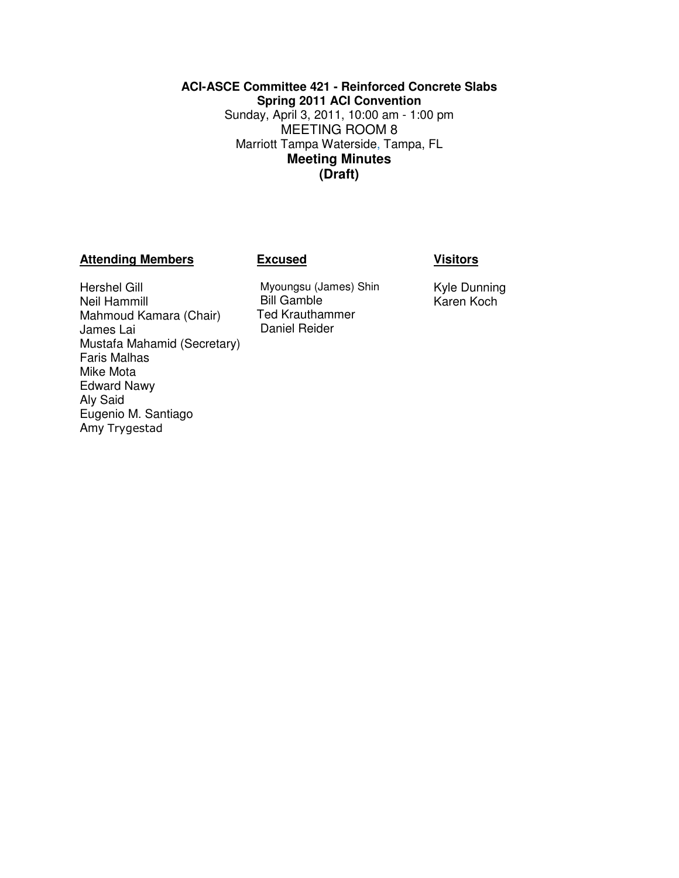**ACI-ASCE Committee 421 - Reinforced Concrete Slabs**
**Spring 2011 ACI Convention**
Sunday, April 3, 2011, 10:00 am - 1:00 pm
MEETING ROOM 8
Marriott Tampa Waterside, Tampa, FL
**Meeting Minutes**
**(Draft)**

| **Attending Members** | **Excused** | **Visitors** |
| --- | --- | --- |
| Hershel Gill | Myoungsu (James) Shin | Kyle Dunning |
| Neil Hammill | Bill Gamble | Karen Koch |
| Mahmoud Kamara (Chair) | Ted Krauthammer | |
| James Lai | Daniel Reider | |
| Mustafa Mahamid (Secretary) | | |
| Faris Malhas | | |
| Mike Mota | | |
| Edward Nawy | | |
| Aly Said | | |
| Eugenio M. Santiago | | |
| Amy Trygestad | | |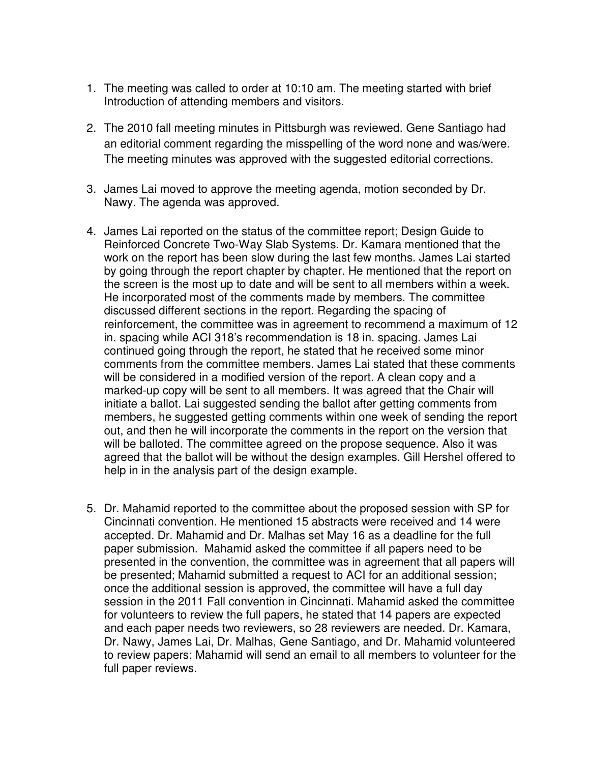1. The meeting was called to order at 10:10 am. The meeting started with brief Introduction of attending members and visitors.

2. The 2010 fall meeting minutes in Pittsburgh was reviewed. Gene Santiago had an editorial comment regarding the misspelling of the word none and was/were. The meeting minutes was approved with the suggested editorial corrections.

3. James Lai moved to approve the meeting agenda, motion seconded by Dr. Nawy. The agenda was approved.

4. James Lai reported on the status of the committee report; Design Guide to Reinforced Concrete Two-Way Slab Systems. Dr. Kamara mentioned that the work on the report has been slow during the last few months. James Lai started by going through the report chapter by chapter. He mentioned that the report on the screen is the most up to date and will be sent to all members within a week. He incorporated most of the comments made by members. The committee discussed different sections in the report. Regarding the spacing of reinforcement, the committee was in agreement to recommend a maximum of 12 in. spacing while ACI 318's recommendation is 18 in. spacing. James Lai continued going through the report, he stated that he received some minor comments from the committee members. James Lai stated that these comments will be considered in a modified version of the report. A clean copy and a marked-up copy will be sent to all members. It was agreed that the Chair will initiate a ballot. Lai suggested sending the ballot after getting comments from members, he suggested getting comments within one week of sending the report out, and then he will incorporate the comments in the report on the version that will be balloted. The committee agreed on the propose sequence. Also it was agreed that the ballot will be without the design examples. Gill Hershel offered to help in in the analysis part of the design example.

5. Dr. Mahamid reported to the committee about the proposed session with SP for Cincinnati convention. He mentioned 15 abstracts were received and 14 were accepted. Dr. Mahamid and Dr. Malhas set May 16 as a deadline for the full paper submission. Mahamid asked the committee if all papers need to be presented in the convention, the committee was in agreement that all papers will be presented; Mahamid submitted a request to ACI for an additional session; once the additional session is approved, the committee will have a full day session in the 2011 Fall convention in Cincinnati. Mahamid asked the committee for volunteers to review the full papers, he stated that 14 papers are expected and each paper needs two reviewers, so 28 reviewers are needed. Dr. Kamara, Dr. Nawy, James Lai, Dr. Malhas, Gene Santiago, and Dr. Mahamid volunteered to review papers; Mahamid will send an email to all members to volunteer for the full paper reviews.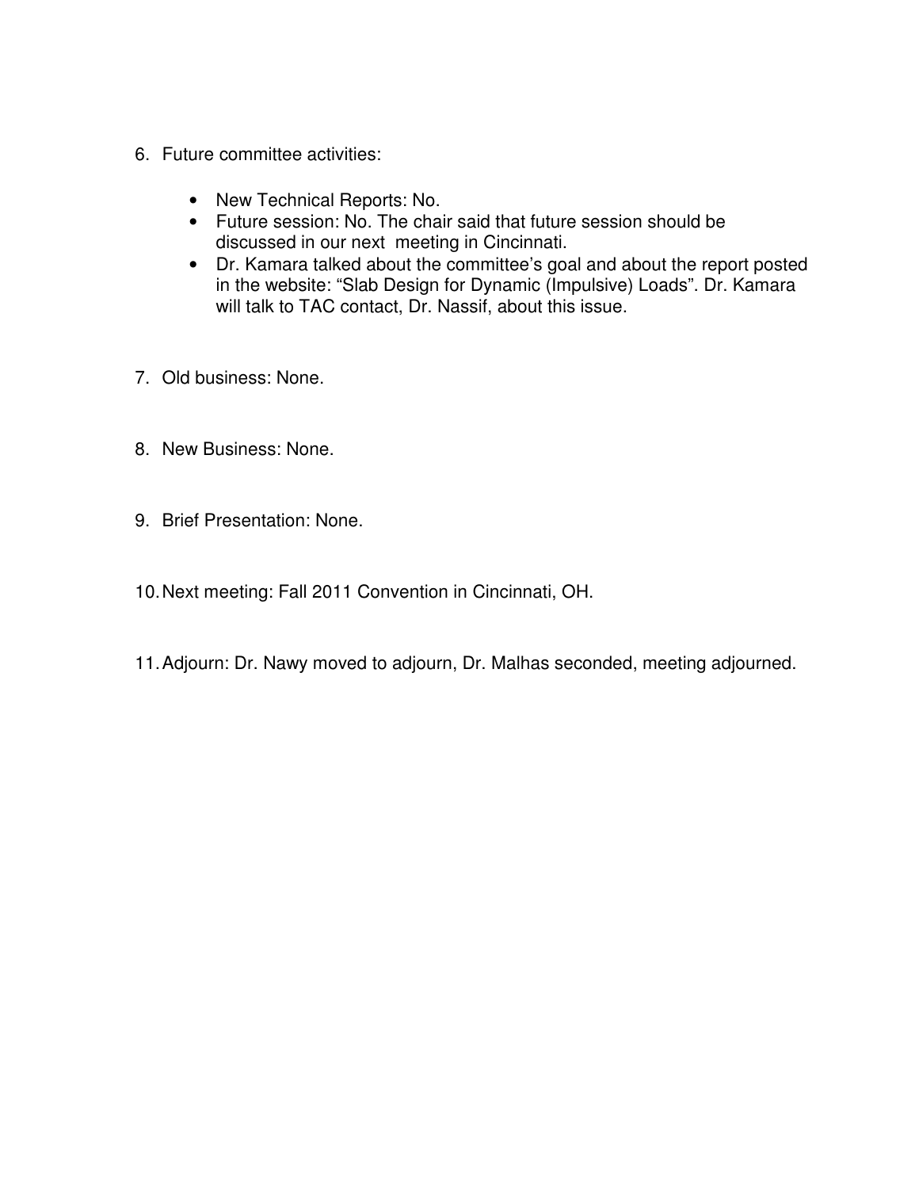6. Future committee activities:

   - New Technical Reports: No.
   - Future session: No. The chair said that future session should be discussed in our next meeting in Cincinnati.
   - Dr. Kamara talked about the committee's goal and about the report posted in the website: "Slab Design for Dynamic (Impulsive) Loads". Dr. Kamara will talk to TAC contact, Dr. Nassif, about this issue.

7. Old business: None.

8. New Business: None.

9. Brief Presentation: None.

10. Next meeting: Fall 2011 Convention in Cincinnati, OH.

11. Adjourn: Dr. Nawy moved to adjourn, Dr. Malhas seconded, meeting adjourned.